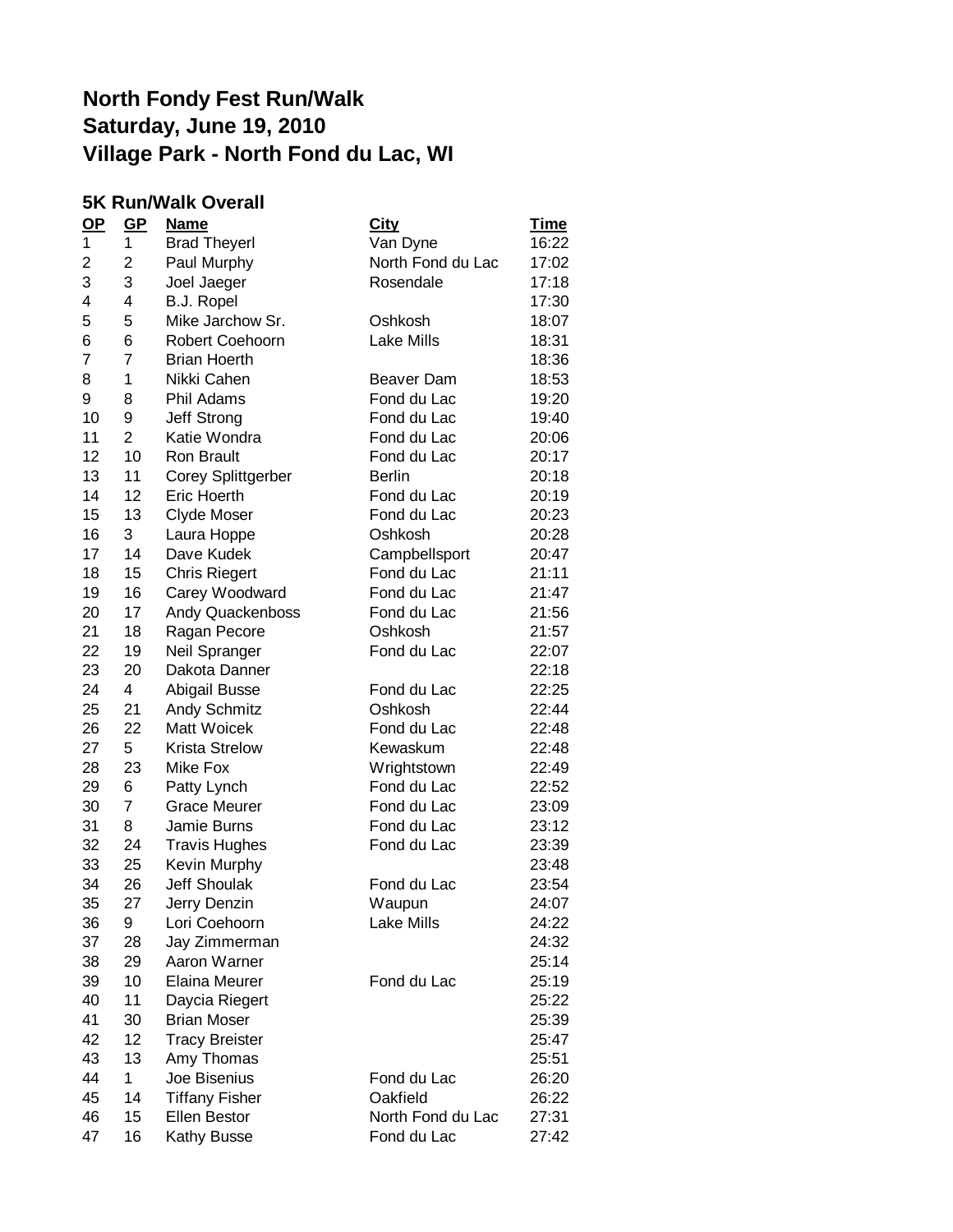# North Fondy Fest Run/Walk
# Saturday, June 19, 2010
# Village Park - North Fond du Lac, WI

## 5K Run/Walk Overall

| OP | GP | Name | City | Time |
|---|---|---|---|---|
| 1 | 1 | Brad Theyerl | Van Dyne | 16:22 |
| 2 | 2 | Paul Murphy | North Fond du Lac | 17:02 |
| 3 | 3 | Joel Jaeger | Rosendale | 17:18 |
| 4 | 4 | B.J. Ropel | | 17:30 |
| 5 | 5 | Mike Jarchow Sr. | Oshkosh | 18:07 |
| 6 | 6 | Robert Coehoorn | Lake Mills | 18:31 |
| 7 | 7 | Brian Hoerth | | 18:36 |
| 8 | 1 | Nikki Cahen | Beaver Dam | 18:53 |
| 9 | 8 | Phil Adams | Fond du Lac | 19:20 |
| 10 | 9 | Jeff Strong | Fond du Lac | 19:40 |
| 11 | 2 | Katie Wondra | Fond du Lac | 20:06 |
| 12 | 10 | Ron Brault | Fond du Lac | 20:17 |
| 13 | 11 | Corey Splittgerber | Berlin | 20:18 |
| 14 | 12 | Eric Hoerth | Fond du Lac | 20:19 |
| 15 | 13 | Clyde Moser | Fond du Lac | 20:23 |
| 16 | 3 | Laura Hoppe | Oshkosh | 20:28 |
| 17 | 14 | Dave Kudek | Campbellsport | 20:47 |
| 18 | 15 | Chris Riegert | Fond du Lac | 21:11 |
| 19 | 16 | Carey Woodward | Fond du Lac | 21:47 |
| 20 | 17 | Andy Quackenboss | Fond du Lac | 21:56 |
| 21 | 18 | Ragan Pecore | Oshkosh | 21:57 |
| 22 | 19 | Neil Spranger | Fond du Lac | 22:07 |
| 23 | 20 | Dakota Danner | | 22:18 |
| 24 | 4 | Abigail Busse | Fond du Lac | 22:25 |
| 25 | 21 | Andy Schmitz | Oshkosh | 22:44 |
| 26 | 22 | Matt Woicek | Fond du Lac | 22:48 |
| 27 | 5 | Krista Strelow | Kewaskum | 22:48 |
| 28 | 23 | Mike Fox | Wrightstown | 22:49 |
| 29 | 6 | Patty Lynch | Fond du Lac | 22:52 |
| 30 | 7 | Grace Meurer | Fond du Lac | 23:09 |
| 31 | 8 | Jamie Burns | Fond du Lac | 23:12 |
| 32 | 24 | Travis Hughes | Fond du Lac | 23:39 |
| 33 | 25 | Kevin Murphy | | 23:48 |
| 34 | 26 | Jeff Shoulak | Fond du Lac | 23:54 |
| 35 | 27 | Jerry Denzin | Waupun | 24:07 |
| 36 | 9 | Lori Coehoorn | Lake Mills | 24:22 |
| 37 | 28 | Jay Zimmerman | | 24:32 |
| 38 | 29 | Aaron Warner | | 25:14 |
| 39 | 10 | Elaina Meurer | Fond du Lac | 25:19 |
| 40 | 11 | Daycia Riegert | | 25:22 |
| 41 | 30 | Brian Moser | | 25:39 |
| 42 | 12 | Tracy Breister | | 25:47 |
| 43 | 13 | Amy Thomas | | 25:51 |
| 44 | 1 | Joe Bisenius | Fond du Lac | 26:20 |
| 45 | 14 | Tiffany Fisher | Oakfield | 26:22 |
| 46 | 15 | Ellen Bestor | North Fond du Lac | 27:31 |
| 47 | 16 | Kathy Busse | Fond du Lac | 27:42 |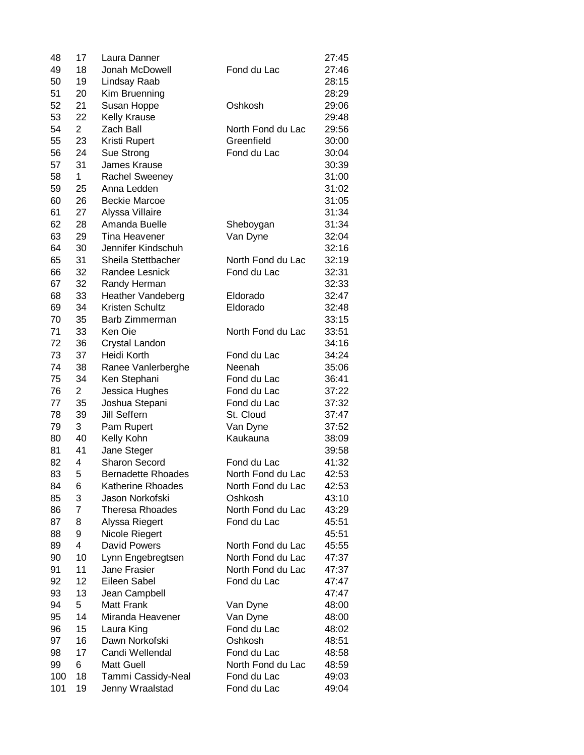| | | | | |
|---|---|---|---|---|
| 48 | 17 | Laura Danner | | 27:45 |
| 49 | 18 | Jonah McDowell | Fond du Lac | 27:46 |
| 50 | 19 | Lindsay Raab | | 28:15 |
| 51 | 20 | Kim Bruenning | | 28:29 |
| 52 | 21 | Susan Hoppe | Oshkosh | 29:06 |
| 53 | 22 | Kelly Krause | | 29:48 |
| 54 | 2 | Zach Ball | North Fond du Lac | 29:56 |
| 55 | 23 | Kristi Rupert | Greenfield | 30:00 |
| 56 | 24 | Sue Strong | Fond du Lac | 30:04 |
| 57 | 31 | James Krause | | 30:39 |
| 58 | 1 | Rachel Sweeney | | 31:00 |
| 59 | 25 | Anna Ledden | | 31:02 |
| 60 | 26 | Beckie Marcoe | | 31:05 |
| 61 | 27 | Alyssa Villaire | | 31:34 |
| 62 | 28 | Amanda Buelle | Sheboygan | 31:34 |
| 63 | 29 | Tina Heavener | Van Dyne | 32:04 |
| 64 | 30 | Jennifer Kindschuh | | 32:16 |
| 65 | 31 | Sheila Stettbacher | North Fond du Lac | 32:19 |
| 66 | 32 | Randee Lesnick | Fond du Lac | 32:31 |
| 67 | 32 | Randy Herman | | 32:33 |
| 68 | 33 | Heather Vandeberg | Eldorado | 32:47 |
| 69 | 34 | Kristen Schultz | Eldorado | 32:48 |
| 70 | 35 | Barb Zimmerman | | 33:15 |
| 71 | 33 | Ken Oie | North Fond du Lac | 33:51 |
| 72 | 36 | Crystal Landon | | 34:16 |
| 73 | 37 | Heidi Korth | Fond du Lac | 34:24 |
| 74 | 38 | Ranee Vanlerberghe | Neenah | 35:06 |
| 75 | 34 | Ken Stephani | Fond du Lac | 36:41 |
| 76 | 2 | Jessica Hughes | Fond du Lac | 37:22 |
| 77 | 35 | Joshua Stepani | Fond du Lac | 37:32 |
| 78 | 39 | Jill Seffern | St. Cloud | 37:47 |
| 79 | 3 | Pam Rupert | Van Dyne | 37:52 |
| 80 | 40 | Kelly Kohn | Kaukauna | 38:09 |
| 81 | 41 | Jane Steger | | 39:58 |
| 82 | 4 | Sharon Secord | Fond du Lac | 41:32 |
| 83 | 5 | Bernadette Rhoades | North Fond du Lac | 42:53 |
| 84 | 6 | Katherine Rhoades | North Fond du Lac | 42:53 |
| 85 | 3 | Jason Norkofski | Oshkosh | 43:10 |
| 86 | 7 | Theresa Rhoades | North Fond du Lac | 43:29 |
| 87 | 8 | Alyssa Riegert | Fond du Lac | 45:51 |
| 88 | 9 | Nicole Riegert | | 45:51 |
| 89 | 4 | David Powers | North Fond du Lac | 45:55 |
| 90 | 10 | Lynn Engebregtsen | North Fond du Lac | 47:37 |
| 91 | 11 | Jane Frasier | North Fond du Lac | 47:37 |
| 92 | 12 | Eileen Sabel | Fond du Lac | 47:47 |
| 93 | 13 | Jean Campbell | | 47:47 |
| 94 | 5 | Matt Frank | Van Dyne | 48:00 |
| 95 | 14 | Miranda Heavener | Van Dyne | 48:00 |
| 96 | 15 | Laura King | Fond du Lac | 48:02 |
| 97 | 16 | Dawn Norkofski | Oshkosh | 48:51 |
| 98 | 17 | Candi Wellendal | Fond du Lac | 48:58 |
| 99 | 6 | Matt Guell | North Fond du Lac | 48:59 |
| 100 | 18 | Tammi Cassidy-Neal | Fond du Lac | 49:03 |
| 101 | 19 | Jenny Wraalstad | Fond du Lac | 49:04 |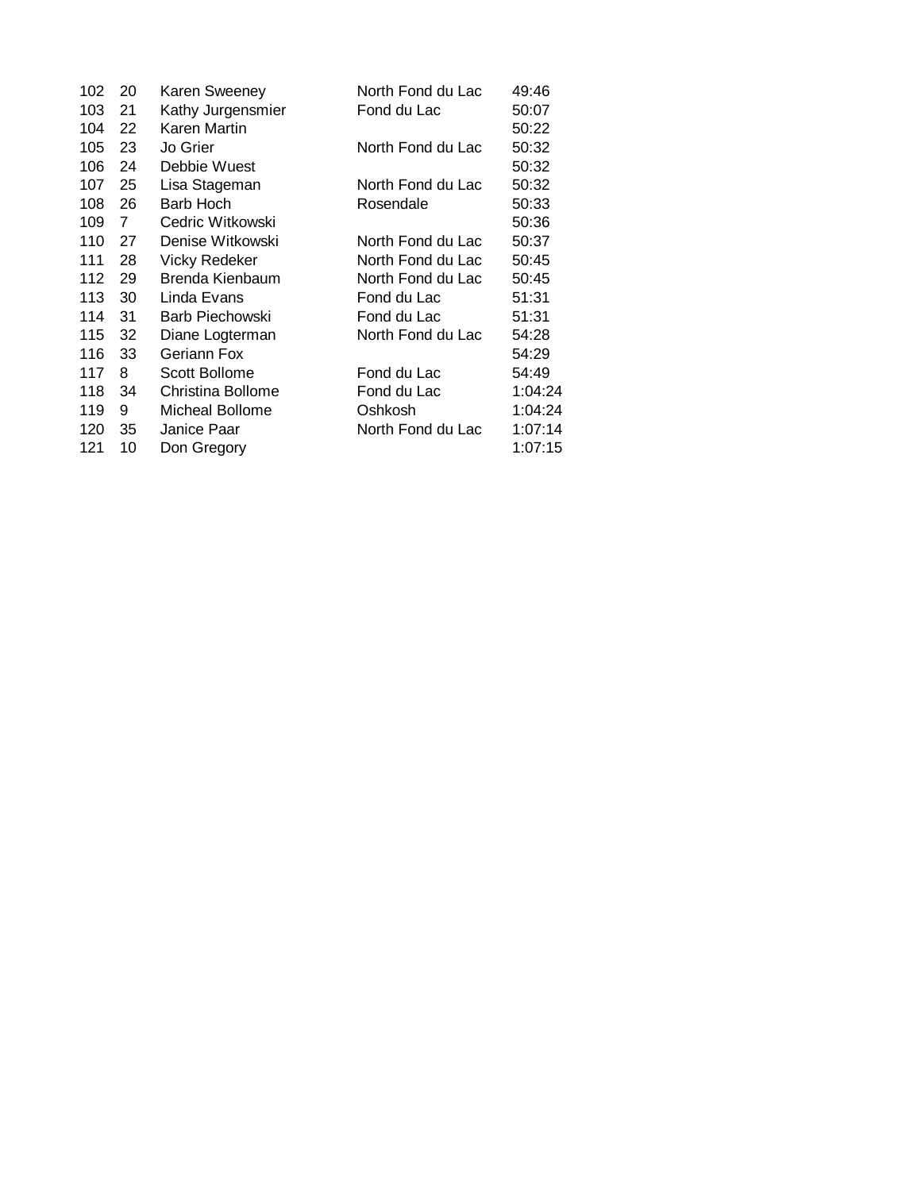| | | | | |
|---|---|---|---|---|
| 102 | 20 | Karen Sweeney | North Fond du Lac | 49:46 |
| 103 | 21 | Kathy Jurgensmier | Fond du Lac | 50:07 |
| 104 | 22 | Karen Martin | | 50:22 |
| 105 | 23 | Jo Grier | North Fond du Lac | 50:32 |
| 106 | 24 | Debbie Wuest | | 50:32 |
| 107 | 25 | Lisa Stageman | North Fond du Lac | 50:32 |
| 108 | 26 | Barb Hoch | Rosendale | 50:33 |
| 109 | 7 | Cedric Witkowski | | 50:36 |
| 110 | 27 | Denise Witkowski | North Fond du Lac | 50:37 |
| 111 | 28 | Vicky Redeker | North Fond du Lac | 50:45 |
| 112 | 29 | Brenda Kienbaum | North Fond du Lac | 50:45 |
| 113 | 30 | Linda Evans | Fond du Lac | 51:31 |
| 114 | 31 | Barb Piechowski | Fond du Lac | 51:31 |
| 115 | 32 | Diane Logterman | North Fond du Lac | 54:28 |
| 116 | 33 | Geriann Fox | | 54:29 |
| 117 | 8 | Scott Bollome | Fond du Lac | 54:49 |
| 118 | 34 | Christina Bollome | Fond du Lac | 1:04:24 |
| 119 | 9 | Micheal Bollome | Oshkosh | 1:04:24 |
| 120 | 35 | Janice Paar | North Fond du Lac | 1:07:14 |
| 121 | 10 | Don Gregory | | 1:07:15 |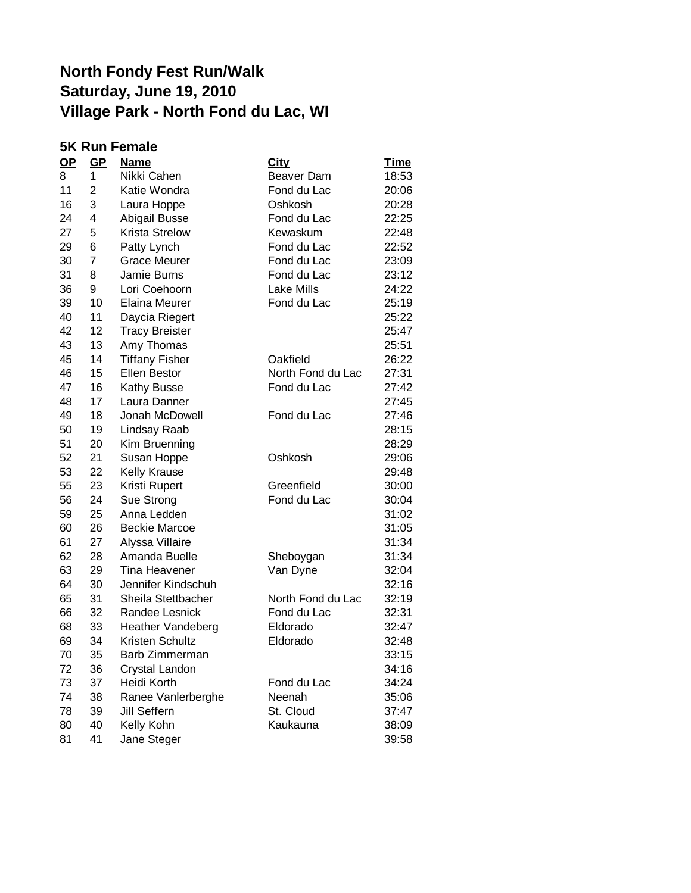# North Fondy Fest Run/Walk
# Saturday, June 19, 2010
# Village Park - North Fond du Lac, WI

## 5K Run Female

| OP | GP | Name | City | Time |
|---|---|---|---|---|
| 8 | 1 | Nikki Cahen | Beaver Dam | 18:53 |
| 11 | 2 | Katie Wondra | Fond du Lac | 20:06 |
| 16 | 3 | Laura Hoppe | Oshkosh | 20:28 |
| 24 | 4 | Abigail Busse | Fond du Lac | 22:25 |
| 27 | 5 | Krista Strelow | Kewaskum | 22:48 |
| 29 | 6 | Patty Lynch | Fond du Lac | 22:52 |
| 30 | 7 | Grace Meurer | Fond du Lac | 23:09 |
| 31 | 8 | Jamie Burns | Fond du Lac | 23:12 |
| 36 | 9 | Lori Coehoorn | Lake Mills | 24:22 |
| 39 | 10 | Elaina Meurer | Fond du Lac | 25:19 |
| 40 | 11 | Daycia Riegert | | 25:22 |
| 42 | 12 | Tracy Breister | | 25:47 |
| 43 | 13 | Amy Thomas | | 25:51 |
| 45 | 14 | Tiffany Fisher | Oakfield | 26:22 |
| 46 | 15 | Ellen Bestor | North Fond du Lac | 27:31 |
| 47 | 16 | Kathy Busse | Fond du Lac | 27:42 |
| 48 | 17 | Laura Danner | | 27:45 |
| 49 | 18 | Jonah McDowell | Fond du Lac | 27:46 |
| 50 | 19 | Lindsay Raab | | 28:15 |
| 51 | 20 | Kim Bruenning | | 28:29 |
| 52 | 21 | Susan Hoppe | Oshkosh | 29:06 |
| 53 | 22 | Kelly Krause | | 29:48 |
| 55 | 23 | Kristi Rupert | Greenfield | 30:00 |
| 56 | 24 | Sue Strong | Fond du Lac | 30:04 |
| 59 | 25 | Anna Ledden | | 31:02 |
| 60 | 26 | Beckie Marcoe | | 31:05 |
| 61 | 27 | Alyssa Villaire | | 31:34 |
| 62 | 28 | Amanda Buelle | Sheboygan | 31:34 |
| 63 | 29 | Tina Heavener | Van Dyne | 32:04 |
| 64 | 30 | Jennifer Kindschuh | | 32:16 |
| 65 | 31 | Sheila Stettbacher | North Fond du Lac | 32:19 |
| 66 | 32 | Randee Lesnick | Fond du Lac | 32:31 |
| 68 | 33 | Heather Vandeberg | Eldorado | 32:47 |
| 69 | 34 | Kristen Schultz | Eldorado | 32:48 |
| 70 | 35 | Barb Zimmerman | | 33:15 |
| 72 | 36 | Crystal Landon | | 34:16 |
| 73 | 37 | Heidi Korth | Fond du Lac | 34:24 |
| 74 | 38 | Ranee Vanlerberghe | Neenah | 35:06 |
| 78 | 39 | Jill Seffern | St. Cloud | 37:47 |
| 80 | 40 | Kelly Kohn | Kaukauna | 38:09 |
| 81 | 41 | Jane Steger | | 39:58 |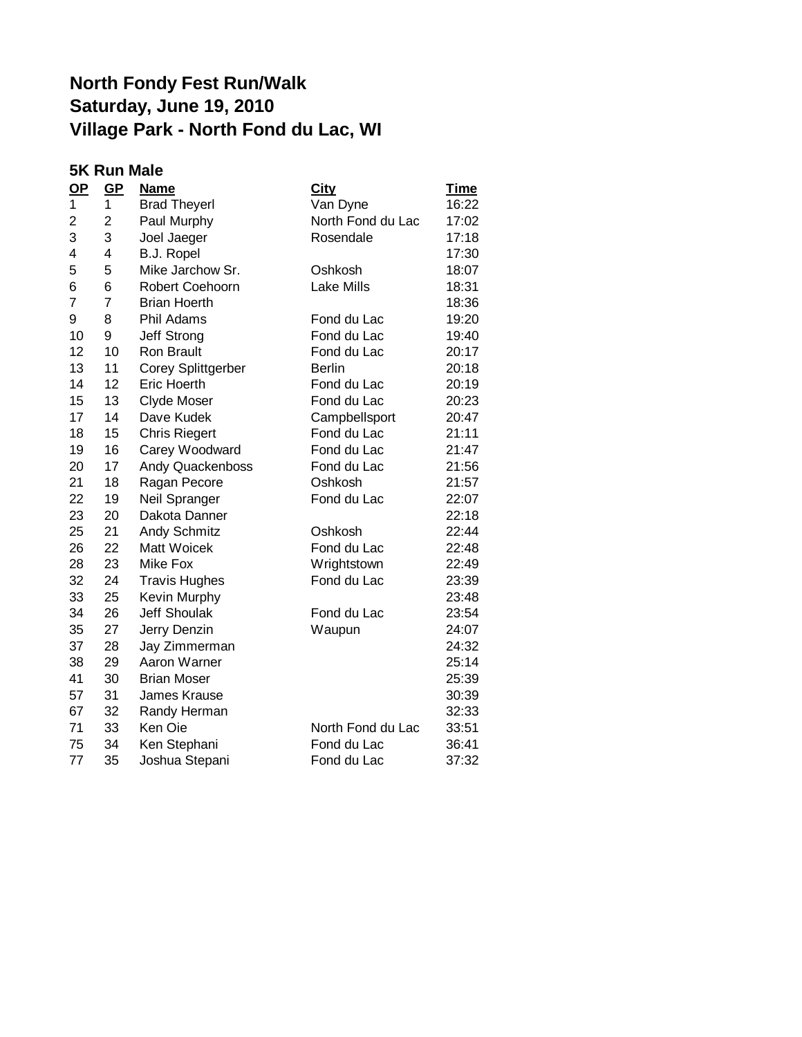# North Fondy Fest Run/Walk
# Saturday, June 19, 2010
# Village Park - North Fond du Lac, WI

### 5K Run Male

| OP | GP | Name | City | Time |
|---|---|---|---|---|
| 1 | 1 | Brad Theyerl | Van Dyne | 16:22 |
| 2 | 2 | Paul Murphy | North Fond du Lac | 17:02 |
| 3 | 3 | Joel Jaeger | Rosendale | 17:18 |
| 4 | 4 | B.J. Ropel | | 17:30 |
| 5 | 5 | Mike Jarchow Sr. | Oshkosh | 18:07 |
| 6 | 6 | Robert Coehoorn | Lake Mills | 18:31 |
| 7 | 7 | Brian Hoerth | | 18:36 |
| 9 | 8 | Phil Adams | Fond du Lac | 19:20 |
| 10 | 9 | Jeff Strong | Fond du Lac | 19:40 |
| 12 | 10 | Ron Brault | Fond du Lac | 20:17 |
| 13 | 11 | Corey Splittgerber | Berlin | 20:18 |
| 14 | 12 | Eric Hoerth | Fond du Lac | 20:19 |
| 15 | 13 | Clyde Moser | Fond du Lac | 20:23 |
| 17 | 14 | Dave Kudek | Campbellsport | 20:47 |
| 18 | 15 | Chris Riegert | Fond du Lac | 21:11 |
| 19 | 16 | Carey Woodward | Fond du Lac | 21:47 |
| 20 | 17 | Andy Quackenboss | Fond du Lac | 21:56 |
| 21 | 18 | Ragan Pecore | Oshkosh | 21:57 |
| 22 | 19 | Neil Spranger | Fond du Lac | 22:07 |
| 23 | 20 | Dakota Danner | | 22:18 |
| 25 | 21 | Andy Schmitz | Oshkosh | 22:44 |
| 26 | 22 | Matt Woicek | Fond du Lac | 22:48 |
| 28 | 23 | Mike Fox | Wrightstown | 22:49 |
| 32 | 24 | Travis Hughes | Fond du Lac | 23:39 |
| 33 | 25 | Kevin Murphy | | 23:48 |
| 34 | 26 | Jeff Shoulak | Fond du Lac | 23:54 |
| 35 | 27 | Jerry Denzin | Waupun | 24:07 |
| 37 | 28 | Jay Zimmerman | | 24:32 |
| 38 | 29 | Aaron Warner | | 25:14 |
| 41 | 30 | Brian Moser | | 25:39 |
| 57 | 31 | James Krause | | 30:39 |
| 67 | 32 | Randy Herman | | 32:33 |
| 71 | 33 | Ken Oie | North Fond du Lac | 33:51 |
| 75 | 34 | Ken Stephani | Fond du Lac | 36:41 |
| 77 | 35 | Joshua Stepani | Fond du Lac | 37:32 |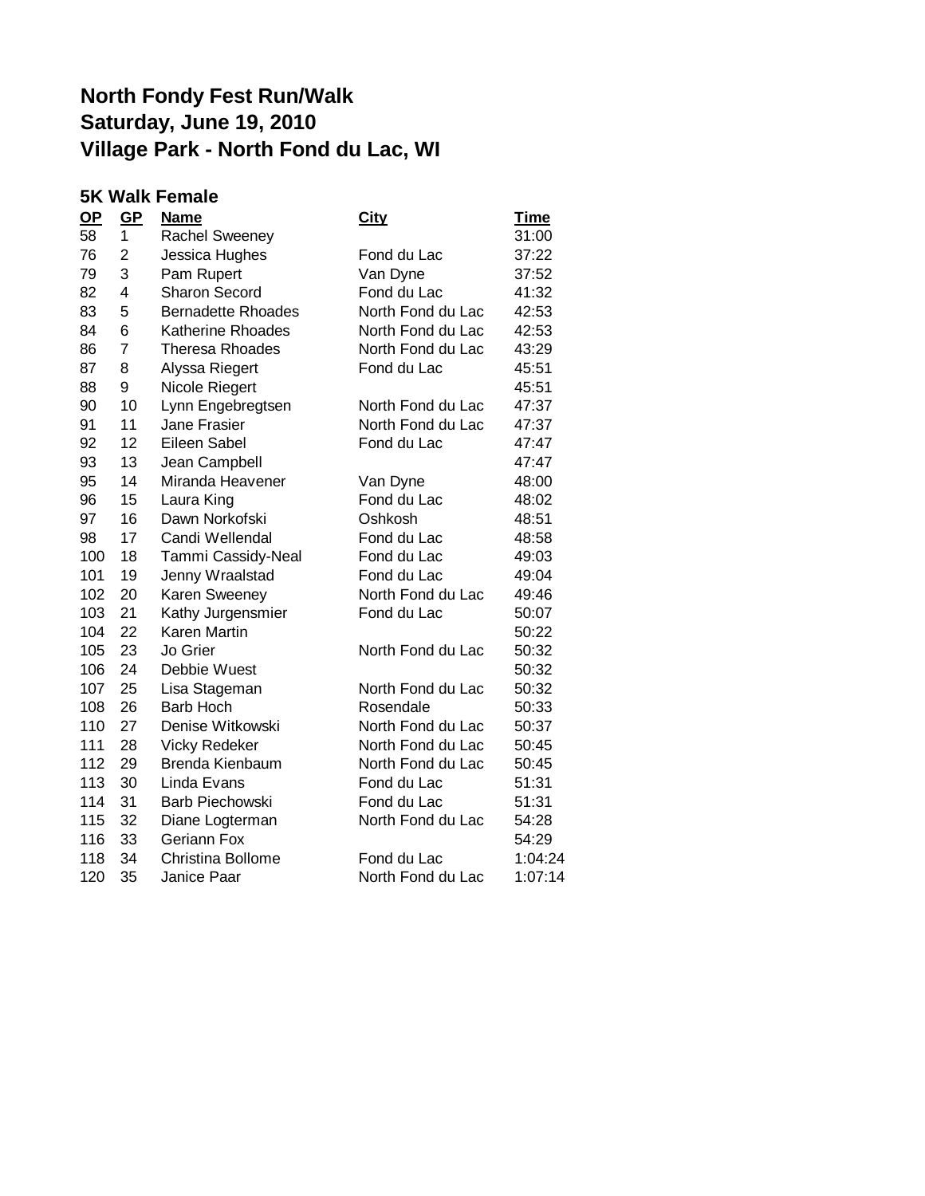# North Fondy Fest Run/Walk
# Saturday, June 19, 2010
# Village Park - North Fond du Lac, WI

## 5K Walk Female

| OP | GP | Name | City | Time |
|---|---|---|---|---|
| 58 | 1 | Rachel Sweeney | | 31:00 |
| 76 | 2 | Jessica Hughes | Fond du Lac | 37:22 |
| 79 | 3 | Pam Rupert | Van Dyne | 37:52 |
| 82 | 4 | Sharon Secord | Fond du Lac | 41:32 |
| 83 | 5 | Bernadette Rhoades | North Fond du Lac | 42:53 |
| 84 | 6 | Katherine Rhoades | North Fond du Lac | 42:53 |
| 86 | 7 | Theresa Rhoades | North Fond du Lac | 43:29 |
| 87 | 8 | Alyssa Riegert | Fond du Lac | 45:51 |
| 88 | 9 | Nicole Riegert | | 45:51 |
| 90 | 10 | Lynn Engebregtsen | North Fond du Lac | 47:37 |
| 91 | 11 | Jane Frasier | North Fond du Lac | 47:37 |
| 92 | 12 | Eileen Sabel | Fond du Lac | 47:47 |
| 93 | 13 | Jean Campbell | | 47:47 |
| 95 | 14 | Miranda Heavener | Van Dyne | 48:00 |
| 96 | 15 | Laura King | Fond du Lac | 48:02 |
| 97 | 16 | Dawn Norkofski | Oshkosh | 48:51 |
| 98 | 17 | Candi Wellendal | Fond du Lac | 48:58 |
| 100 | 18 | Tammi Cassidy-Neal | Fond du Lac | 49:03 |
| 101 | 19 | Jenny Wraalstad | Fond du Lac | 49:04 |
| 102 | 20 | Karen Sweeney | North Fond du Lac | 49:46 |
| 103 | 21 | Kathy Jurgensmier | Fond du Lac | 50:07 |
| 104 | 22 | Karen Martin | | 50:22 |
| 105 | 23 | Jo Grier | North Fond du Lac | 50:32 |
| 106 | 24 | Debbie Wuest | | 50:32 |
| 107 | 25 | Lisa Stageman | North Fond du Lac | 50:32 |
| 108 | 26 | Barb Hoch | Rosendale | 50:33 |
| 110 | 27 | Denise Witkowski | North Fond du Lac | 50:37 |
| 111 | 28 | Vicky Redeker | North Fond du Lac | 50:45 |
| 112 | 29 | Brenda Kienbaum | North Fond du Lac | 50:45 |
| 113 | 30 | Linda Evans | Fond du Lac | 51:31 |
| 114 | 31 | Barb Piechowski | Fond du Lac | 51:31 |
| 115 | 32 | Diane Logterman | North Fond du Lac | 54:28 |
| 116 | 33 | Geriann Fox | | 54:29 |
| 118 | 34 | Christina Bollome | Fond du Lac | 1:04:24 |
| 120 | 35 | Janice Paar | North Fond du Lac | 1:07:14 |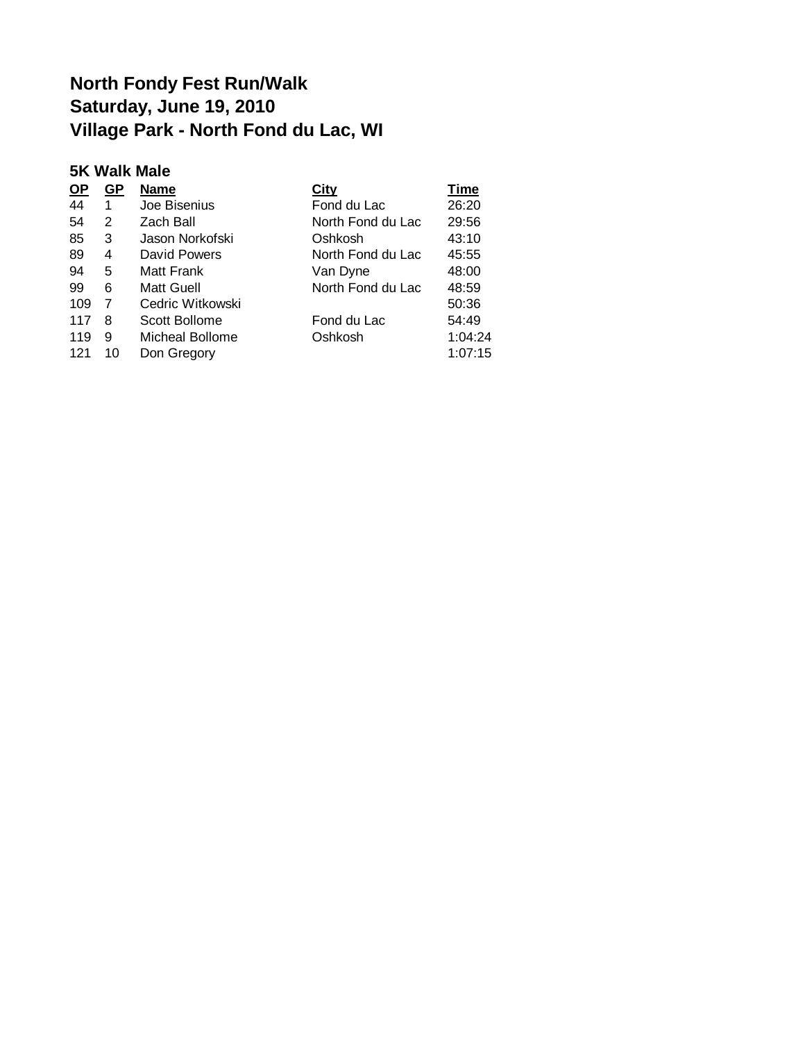# North Fondy Fest Run/Walk
# Saturday, June 19, 2010
# Village Park - North Fond du Lac, WI

### 5K Walk Male

| OP | GP | Name | City | Time |
|---|---|---|---|---|
| 44 | 1 | Joe Bisenius | Fond du Lac | 26:20 |
| 54 | 2 | Zach Ball | North Fond du Lac | 29:56 |
| 85 | 3 | Jason Norkofski | Oshkosh | 43:10 |
| 89 | 4 | David Powers | North Fond du Lac | 45:55 |
| 94 | 5 | Matt Frank | Van Dyne | 48:00 |
| 99 | 6 | Matt Guell | North Fond du Lac | 48:59 |
| 109 | 7 | Cedric Witkowski | | 50:36 |
| 117 | 8 | Scott Bollome | Fond du Lac | 54:49 |
| 119 | 9 | Micheal Bollome | Oshkosh | 1:04:24 |
| 121 | 10 | Don Gregory | | 1:07:15 |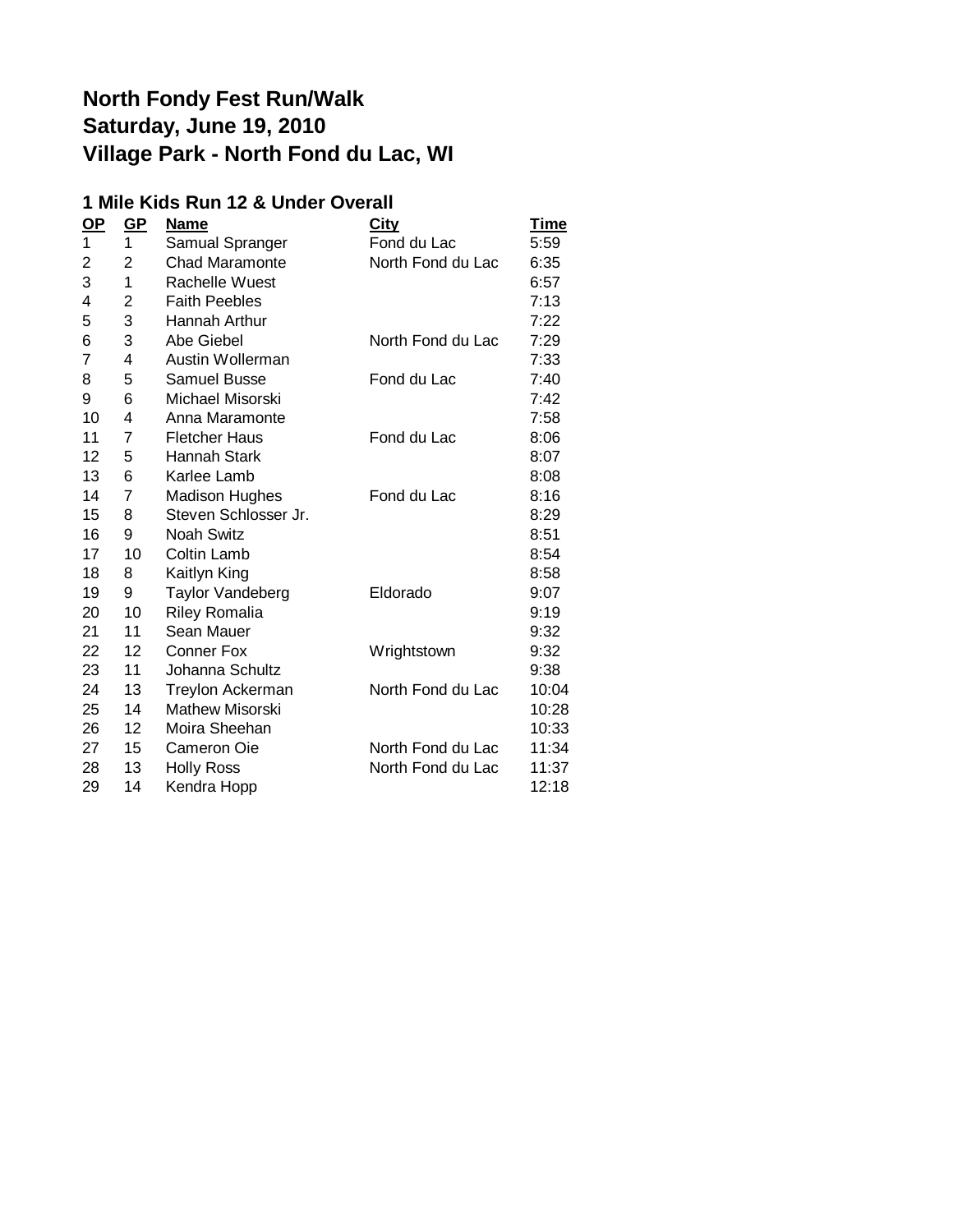# North Fondy Fest Run/Walk
# Saturday, June 19, 2010
# Village Park - North Fond du Lac, WI

### 1 Mile Kids Run 12 & Under Overall

| OP | GP | Name | City | Time |
|---|---|---|---|---|
| 1 | 1 | Samual Spranger | Fond du Lac | 5:59 |
| 2 | 2 | Chad Maramonte | North Fond du Lac | 6:35 |
| 3 | 1 | Rachelle Wuest | | 6:57 |
| 4 | 2 | Faith Peebles | | 7:13 |
| 5 | 3 | Hannah Arthur | | 7:22 |
| 6 | 3 | Abe Giebel | North Fond du Lac | 7:29 |
| 7 | 4 | Austin Wollerman | | 7:33 |
| 8 | 5 | Samuel Busse | Fond du Lac | 7:40 |
| 9 | 6 | Michael Misorski | | 7:42 |
| 10 | 4 | Anna Maramonte | | 7:58 |
| 11 | 7 | Fletcher Haus | Fond du Lac | 8:06 |
| 12 | 5 | Hannah Stark | | 8:07 |
| 13 | 6 | Karlee Lamb | | 8:08 |
| 14 | 7 | Madison Hughes | Fond du Lac | 8:16 |
| 15 | 8 | Steven Schlosser Jr. | | 8:29 |
| 16 | 9 | Noah Switz | | 8:51 |
| 17 | 10 | Coltin Lamb | | 8:54 |
| 18 | 8 | Kaitlyn King | | 8:58 |
| 19 | 9 | Taylor Vandeberg | Eldorado | 9:07 |
| 20 | 10 | Riley Romalia | | 9:19 |
| 21 | 11 | Sean Mauer | | 9:32 |
| 22 | 12 | Conner Fox | Wrightstown | 9:32 |
| 23 | 11 | Johanna Schultz | | 9:38 |
| 24 | 13 | Treylon Ackerman | North Fond du Lac | 10:04 |
| 25 | 14 | Mathew Misorski | | 10:28 |
| 26 | 12 | Moira Sheehan | | 10:33 |
| 27 | 15 | Cameron Oie | North Fond du Lac | 11:34 |
| 28 | 13 | Holly Ross | North Fond du Lac | 11:37 |
| 29 | 14 | Kendra Hopp | | 12:18 |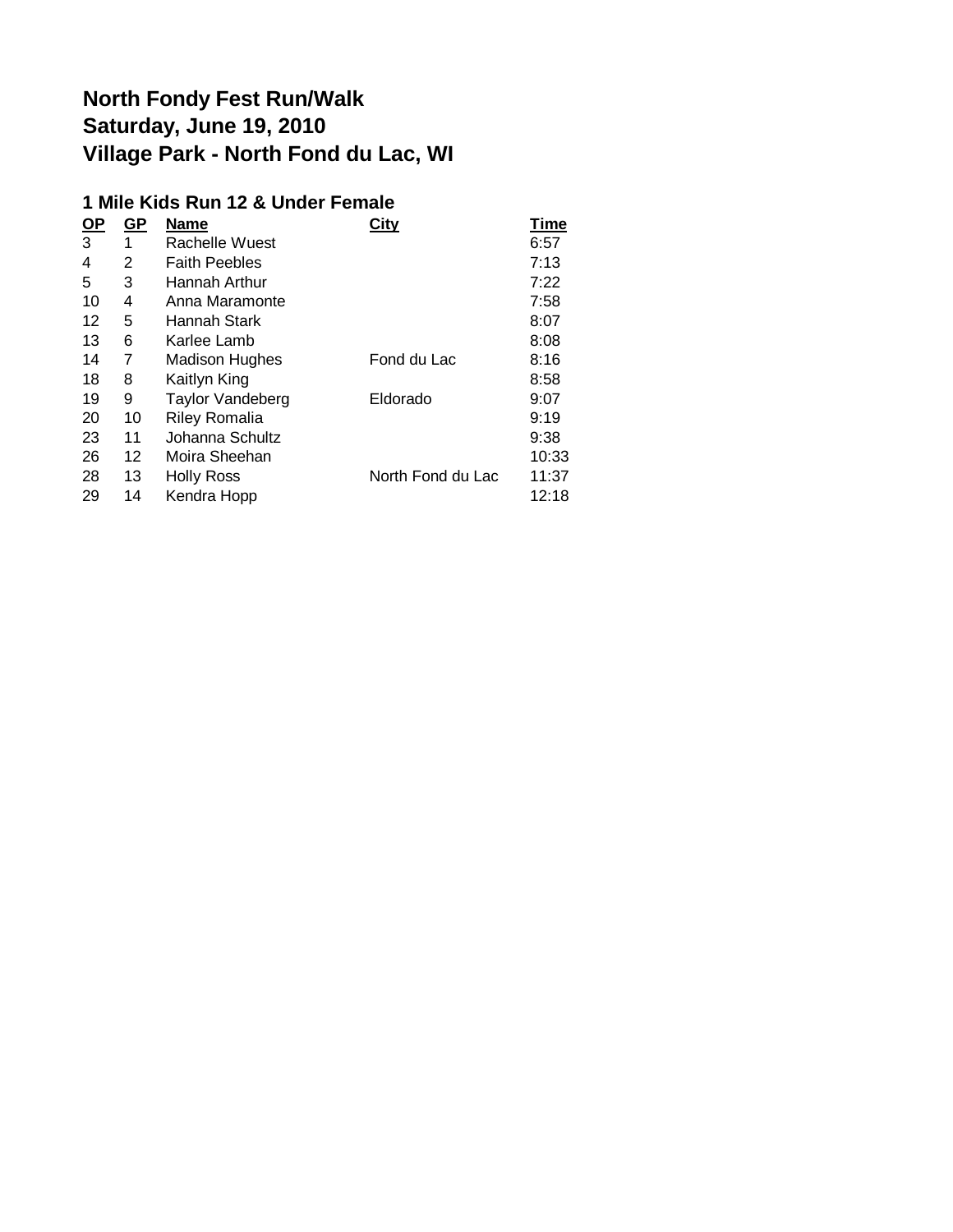# North Fondy Fest Run/Walk
# Saturday, June 19, 2010
# Village Park - North Fond du Lac, WI

## 1 Mile Kids Run 12 & Under Female

| OP | GP | Name | City | Time |
|---|---|---|---|---|
| 3 | 1 | Rachelle Wuest | | 6:57 |
| 4 | 2 | Faith Peebles | | 7:13 |
| 5 | 3 | Hannah Arthur | | 7:22 |
| 10 | 4 | Anna Maramonte | | 7:58 |
| 12 | 5 | Hannah Stark | | 8:07 |
| 13 | 6 | Karlee Lamb | | 8:08 |
| 14 | 7 | Madison Hughes | Fond du Lac | 8:16 |
| 18 | 8 | Kaitlyn King | | 8:58 |
| 19 | 9 | Taylor Vandeberg | Eldorado | 9:07 |
| 20 | 10 | Riley Romalia | | 9:19 |
| 23 | 11 | Johanna Schultz | | 9:38 |
| 26 | 12 | Moira Sheehan | | 10:33 |
| 28 | 13 | Holly Ross | North Fond du Lac | 11:37 |
| 29 | 14 | Kendra Hopp | | 12:18 |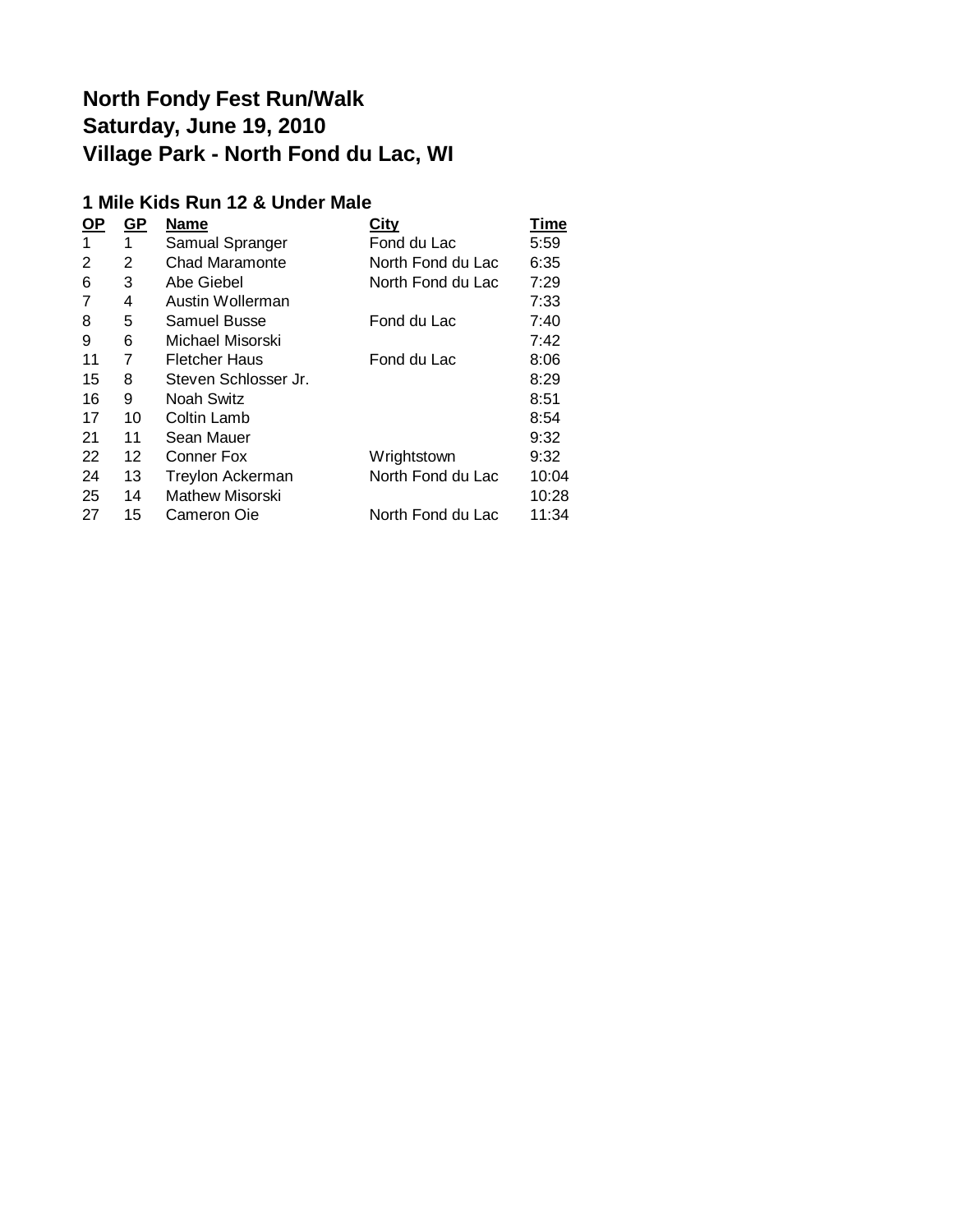# North Fondy Fest Run/Walk
# Saturday, June 19, 2010
# Village Park - North Fond du Lac, WI

## 1 Mile Kids Run 12 & Under Male

| OP | GP | Name | City | Time |
|---|---|---|---|---|
| 1 | 1 | Samual Spranger | Fond du Lac | 5:59 |
| 2 | 2 | Chad Maramonte | North Fond du Lac | 6:35 |
| 6 | 3 | Abe Giebel | North Fond du Lac | 7:29 |
| 7 | 4 | Austin Wollerman | | 7:33 |
| 8 | 5 | Samuel Busse | Fond du Lac | 7:40 |
| 9 | 6 | Michael Misorski | | 7:42 |
| 11 | 7 | Fletcher Haus | Fond du Lac | 8:06 |
| 15 | 8 | Steven Schlosser Jr. | | 8:29 |
| 16 | 9 | Noah Switz | | 8:51 |
| 17 | 10 | Coltin Lamb | | 8:54 |
| 21 | 11 | Sean Mauer | | 9:32 |
| 22 | 12 | Conner Fox | Wrightstown | 9:32 |
| 24 | 13 | Treylon Ackerman | North Fond du Lac | 10:04 |
| 25 | 14 | Mathew Misorski | | 10:28 |
| 27 | 15 | Cameron Oie | North Fond du Lac | 11:34 |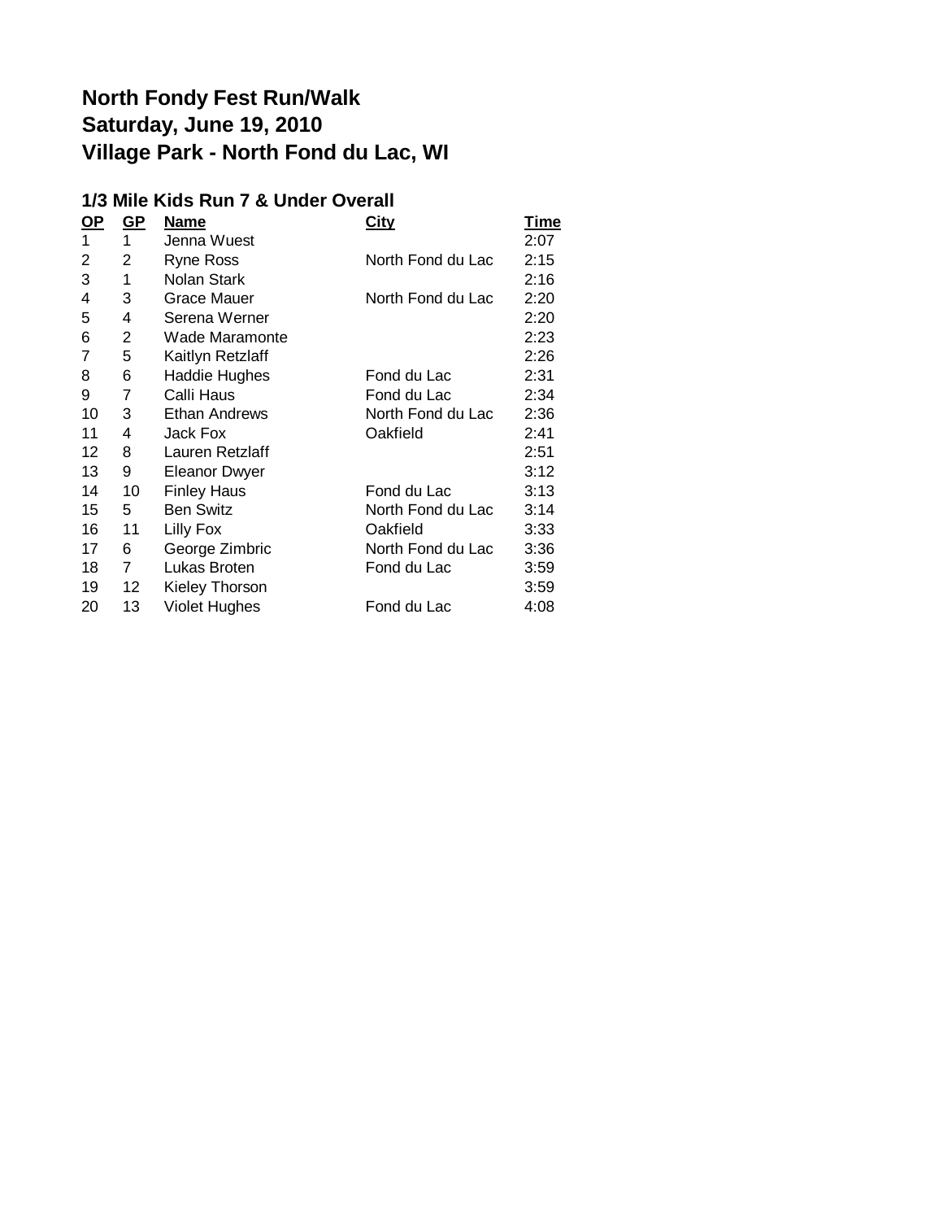# North Fondy Fest Run/Walk
# Saturday, June 19, 2010
# Village Park - North Fond du Lac, WI

## 1/3 Mile Kids Run 7 & Under Overall

| OP | GP | Name | City | Time |
|---|---|---|---|---|
| 1 | 1 | Jenna Wuest | | 2:07 |
| 2 | 2 | Ryne Ross | North Fond du Lac | 2:15 |
| 3 | 1 | Nolan Stark | | 2:16 |
| 4 | 3 | Grace Mauer | North Fond du Lac | 2:20 |
| 5 | 4 | Serena Werner | | 2:20 |
| 6 | 2 | Wade Maramonte | | 2:23 |
| 7 | 5 | Kaitlyn Retzlaff | | 2:26 |
| 8 | 6 | Haddie Hughes | Fond du Lac | 2:31 |
| 9 | 7 | Calli Haus | Fond du Lac | 2:34 |
| 10 | 3 | Ethan Andrews | North Fond du Lac | 2:36 |
| 11 | 4 | Jack Fox | Oakfield | 2:41 |
| 12 | 8 | Lauren Retzlaff | | 2:51 |
| 13 | 9 | Eleanor Dwyer | | 3:12 |
| 14 | 10 | Finley Haus | Fond du Lac | 3:13 |
| 15 | 5 | Ben Switz | North Fond du Lac | 3:14 |
| 16 | 11 | Lilly Fox | Oakfield | 3:33 |
| 17 | 6 | George Zimbric | North Fond du Lac | 3:36 |
| 18 | 7 | Lukas Broten | Fond du Lac | 3:59 |
| 19 | 12 | Kieley Thorson | | 3:59 |
| 20 | 13 | Violet Hughes | Fond du Lac | 4:08 |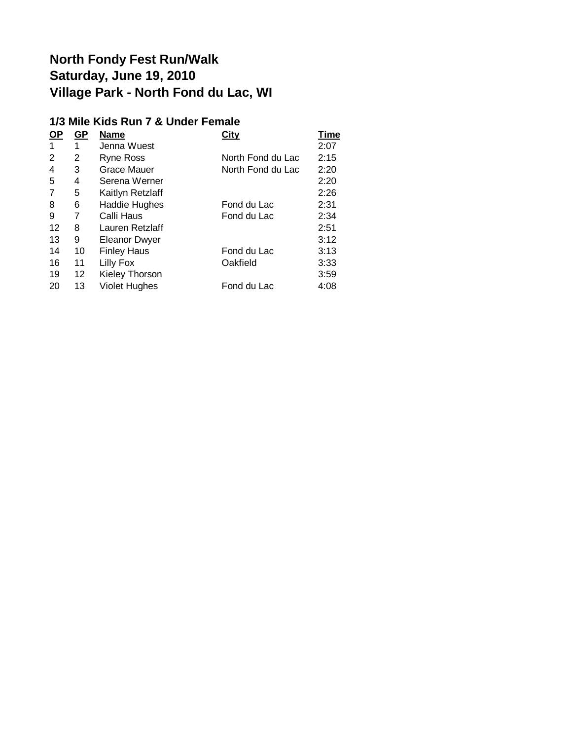# North Fondy Fest Run/Walk
# Saturday, June 19, 2010
# Village Park - North Fond du Lac, WI

## 1/3 Mile Kids Run 7 & Under Female

| OP | GP | Name | City | Time |
|---|---|---|---|---|
| 1 | 1 | Jenna Wuest | | 2:07 |
| 2 | 2 | Ryne Ross | North Fond du Lac | 2:15 |
| 4 | 3 | Grace Mauer | North Fond du Lac | 2:20 |
| 5 | 4 | Serena Werner | | 2:20 |
| 7 | 5 | Kaitlyn Retzlaff | | 2:26 |
| 8 | 6 | Haddie Hughes | Fond du Lac | 2:31 |
| 9 | 7 | Calli Haus | Fond du Lac | 2:34 |
| 12 | 8 | Lauren Retzlaff | | 2:51 |
| 13 | 9 | Eleanor Dwyer | | 3:12 |
| 14 | 10 | Finley Haus | Fond du Lac | 3:13 |
| 16 | 11 | Lilly Fox | Oakfield | 3:33 |
| 19 | 12 | Kieley Thorson | | 3:59 |
| 20 | 13 | Violet Hughes | Fond du Lac | 4:08 |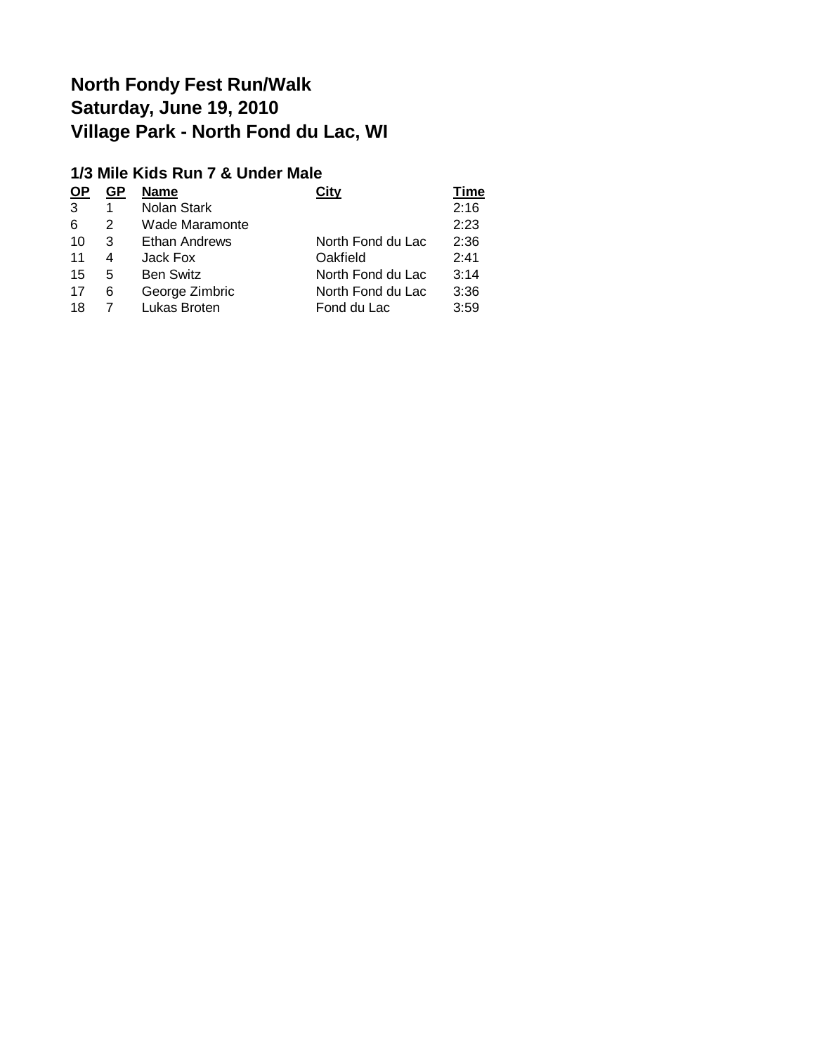# North Fondy Fest Run/Walk
# Saturday, June 19, 2010
# Village Park - North Fond du Lac, WI

## 1/3 Mile Kids Run 7 & Under Male

| OP | GP | Name | City | Time |
|---|---|---|---|---|
| 3 | 1 | Nolan Stark | | 2:16 |
| 6 | 2 | Wade Maramonte | | 2:23 |
| 10 | 3 | Ethan Andrews | North Fond du Lac | 2:36 |
| 11 | 4 | Jack Fox | Oakfield | 2:41 |
| 15 | 5 | Ben Switz | North Fond du Lac | 3:14 |
| 17 | 6 | George Zimbric | North Fond du Lac | 3:36 |
| 18 | 7 | Lukas Broten | Fond du Lac | 3:59 |